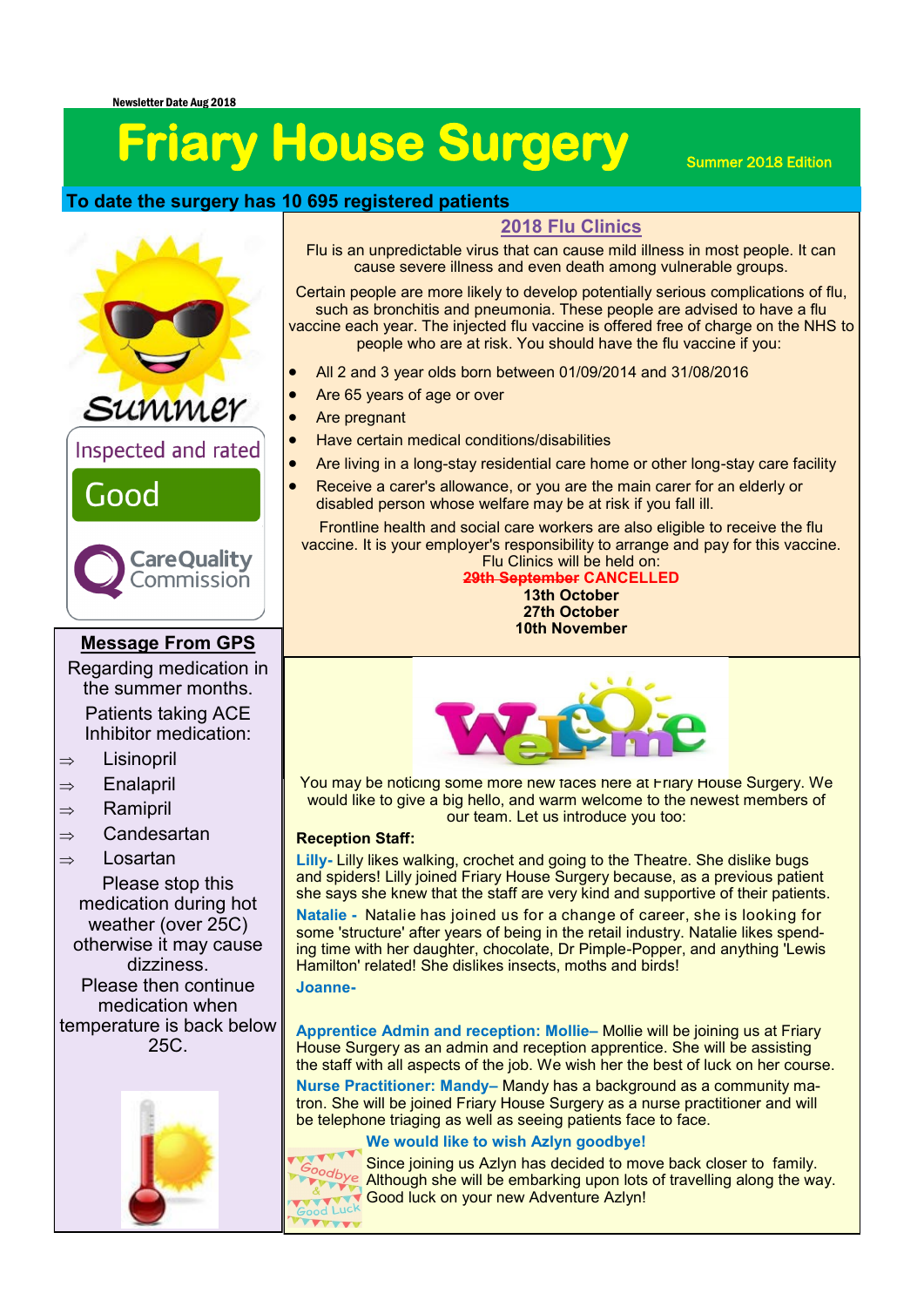Newsletter Date Aug 2018

# Friary House Surgery

Summer 2018 Edition

**To date the surgery has 10 695 registered patients**

Summer

Inspected and rated

Good

Care Quality Commission

## Message From GPS

Regarding medication in the summer months.

Patients taking ACE Inhibitor medication:

- ⇒ Lisinopril
- ⇒ Enalapril
- ⇒ Ramipril
- ⇒ Candesartan
- ⇒ Losartan

Please stop this medication during hot weather (over 25C) otherwise it may cause dizziness.

Please then continue medication when temperature is back below 25C.

## 2018 Flu Clinics

Flu is an unpredictable virus that can cause mild illness in most people. It can cause severe illness and even death among vulnerable groups.

Certain people are more likely to develop potentially serious complications of flu, such as bronchitis and pneumonia. These people are advised to have a flu vaccine each year. The injected flu vaccine is offered free of charge on the NHS to people who are at risk. You should have the flu vaccine if you:

- All 2 and 3 year olds born between 01/09/2014 and 31/08/2016
- Are 65 years of age or over
- Are pregnant
- Have certain medical conditions/disabilities
- Are living in a long-stay residential care home or other long-stay care facility
- Receive a carer's allowance, or you are the main carer for an elderly or disabled person whose welfare may be at risk if you fall ill.

Frontline health and social care workers are also eligible to receive the flu vaccine. It is your employer's responsibility to arrange and pay for this vaccine.

Flu Clinics will be held on:

~~**29th September**~~ **CANCELLED**

**13th October**

**27th October**

**10th November**

## Welcome

You may be noticing some more new faces here at Friary House Surgery. We would like to give a big hello, and warm welcome to the newest members of our team. Let us introduce you too:

**Reception Staff:**

**Lilly-** Lilly likes walking, crochet and going to the Theatre. She dislike bugs and spiders! Lilly joined Friary House Surgery because, as a previous patient she says she knew that the staff are very kind and supportive of their patients.

**Natalie -** Natalie has joined us for a change of career, she is looking for some 'structure' after years of being in the retail industry. Natalie likes spending time with her daughter, chocolate, Dr Pimple-Popper, and anything 'Lewis Hamilton' related! She dislikes insects, moths and birds!

**Joanne-**

**Apprentice Admin and reception: Mollie–** Mollie will be joining us at Friary House Surgery as an admin and reception apprentice. She will be assisting the staff with all aspects of the job. We wish her the best of luck on her course.

**Nurse Practitioner: Mandy–** Mandy has a background as a community matron. She will be joined Friary House Surgery as a nurse practitioner and will be telephone triaging as well as seeing patients face to face.

**We would like to wish Azlyn goodbye!**

Since joining us Azlyn has decided to move back closer to family. Although she will be embarking upon lots of travelling along the way. Good luck on your new Adventure Azlyn!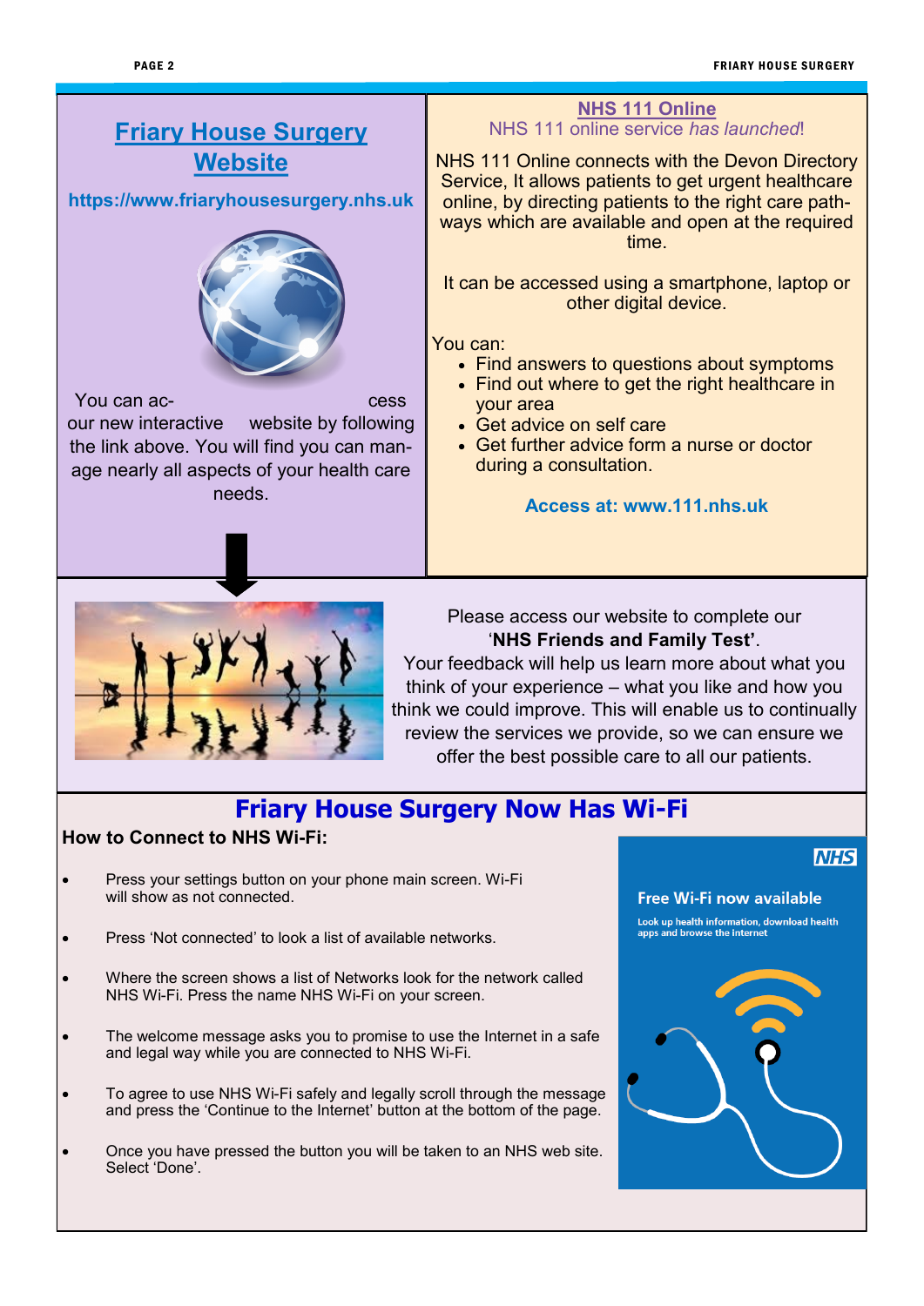## Friary House Surgery Website

**https://www.friaryhousesurgery.nhs.uk**

You can access our new interactive website by following the link above. You will find you can manage nearly all aspects of your health care needs.

## NHS 111 Online

NHS 111 online service *has launched*!

NHS 111 Online connects with the Devon Directory Service, It allows patients to get urgent healthcare online, by directing patients to the right care pathways which are available and open at the required time.

It can be accessed using a smartphone, laptop or other digital device.

You can:

- Find answers to questions about symptoms
- Find out where to get the right healthcare in your area
- Get advice on self care
- Get further advice form a nurse or doctor during a consultation.

**Access at: www.111.nhs.uk**

Please access our website to complete our '**NHS Friends and Family Test'**.
Your feedback will help us learn more about what you think of your experience – what you like and how you think we could improve. This will enable us to continually review the services we provide, so we can ensure we offer the best possible care to all our patients.

## Friary House Surgery Now Has Wi-Fi

**How to Connect to NHS Wi-Fi:**

- Press your settings button on your phone main screen. Wi-Fi will show as not connected.
- Press 'Not connected' to look a list of available networks.
- Where the screen shows a list of Networks look for the network called NHS Wi-Fi. Press the name NHS Wi-Fi on your screen.
- The welcome message asks you to promise to use the Internet in a safe and legal way while you are connected to NHS Wi-Fi.
- To agree to use NHS Wi-Fi safely and legally scroll through the message and press the 'Continue to the Internet' button at the bottom of the page.
- Once you have pressed the button you will be taken to an NHS web site. Select 'Done'.

NHS

**Free Wi-Fi now available**

Look up health information, download health apps and browse the internet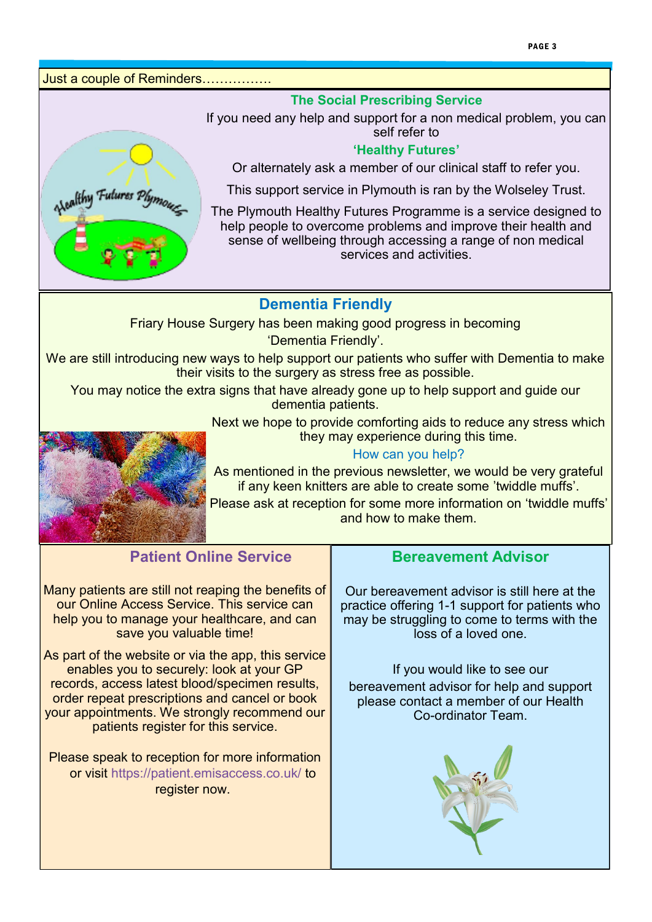Just a couple of Reminders…………….

## The Social Prescribing Service

If you need any help and support for a non medical problem, you can self refer to

**'Healthy Futures'**

Or alternately ask a member of our clinical staff to refer you.

This support service in Plymouth is ran by the Wolseley Trust.

The Plymouth Healthy Futures Programme is a service designed to help people to overcome problems and improve their health and sense of wellbeing through accessing a range of non medical services and activities.

## Dementia Friendly

Friary House Surgery has been making good progress in becoming 'Dementia Friendly'.

We are still introducing new ways to help support our patients who suffer with Dementia to make their visits to the surgery as stress free as possible.

You may notice the extra signs that have already gone up to help support and guide our dementia patients.

Next we hope to provide comforting aids to reduce any stress which they may experience during this time.

### How can you help?

As mentioned in the previous newsletter, we would be very grateful if any keen knitters are able to create some 'twiddle muffs'.

Please ask at reception for some more information on 'twiddle muffs' and how to make them.

## Patient Online Service

Many patients are still not reaping the benefits of our Online Access Service. This service can help you to manage your healthcare, and can save you valuable time!

As part of the website or via the app, this service enables you to securely: look at your GP records, access latest blood/specimen results, order repeat prescriptions and cancel or book your appointments. We strongly recommend our patients register for this service.

Please speak to reception for more information or visit https://patient.emisaccess.co.uk/ to register now.

## Bereavement Advisor

Our bereavement advisor is still here at the practice offering 1-1 support for patients who may be struggling to come to terms with the loss of a loved one.

If you would like to see our bereavement advisor for help and support please contact a member of our Health Co-ordinator Team.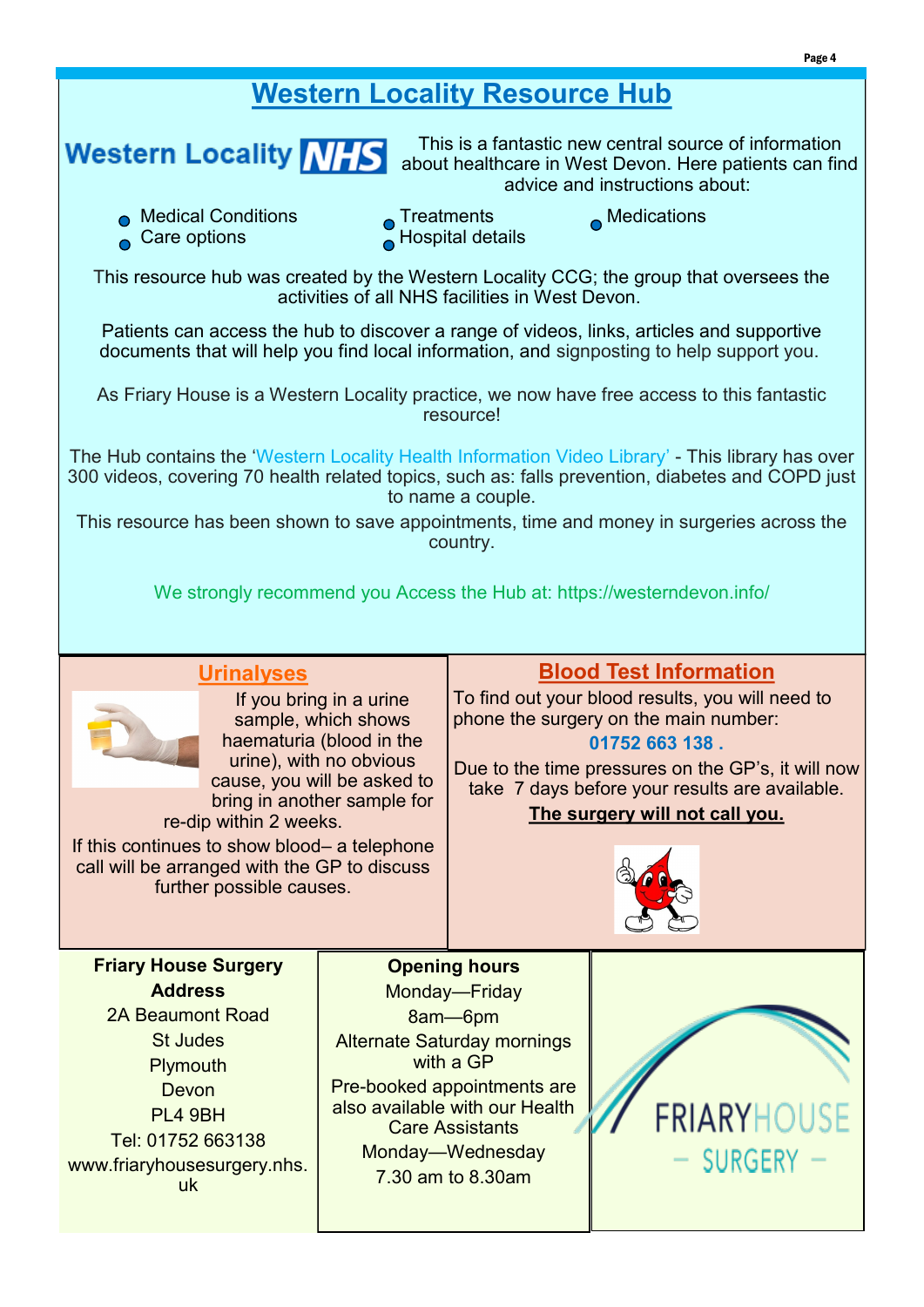## Western Locality Resource Hub

Western Locality NHS

This is a fantastic new central source of information about healthcare in West Devon. Here patients can find advice and instructions about:

- Medical Conditions
- Care options
- Treatments
- Hospital details
- Medications

This resource hub was created by the Western Locality CCG; the group that oversees the activities of all NHS facilities in West Devon.

Patients can access the hub to discover a range of videos, links, articles and supportive documents that will help you find local information, and signposting to help support you.

As Friary House is a Western Locality practice, we now have free access to this fantastic resource!

The Hub contains the 'Western Locality Health Information Video Library' - This library has over 300 videos, covering 70 health related topics, such as: falls prevention, diabetes and COPD just to name a couple.

This resource has been shown to save appointments, time and money in surgeries across the country.

We strongly recommend you Access the Hub at: https://westerndevon.info/

## Urinalyses

If you bring in a urine sample, which shows haematuria (blood in the urine), with no obvious cause, you will be asked to bring in another sample for re-dip within 2 weeks.

If this continues to show blood– a telephone call will be arranged with the GP to discuss further possible causes.

## Blood Test Information

To find out your blood results, you will need to phone the surgery on the main number:

**01752 663 138 .**

Due to the time pressures on the GP's, it will now take 7 days before your results are available.

**The surgery will not call you.**

**Friary House Surgery Address**

2A Beaumont Road
St Judes
Plymouth
Devon
PL4 9BH
Tel: 01752 663138
www.friaryhousesurgery.nhs.uk

**Opening hours**

Monday—Friday
8am—6pm
Alternate Saturday mornings with a GP
Pre-booked appointments are also available with our Health Care Assistants
Monday—Wednesday
7.30 am to 8.30am

FRIARY HOUSE
— SURGERY —